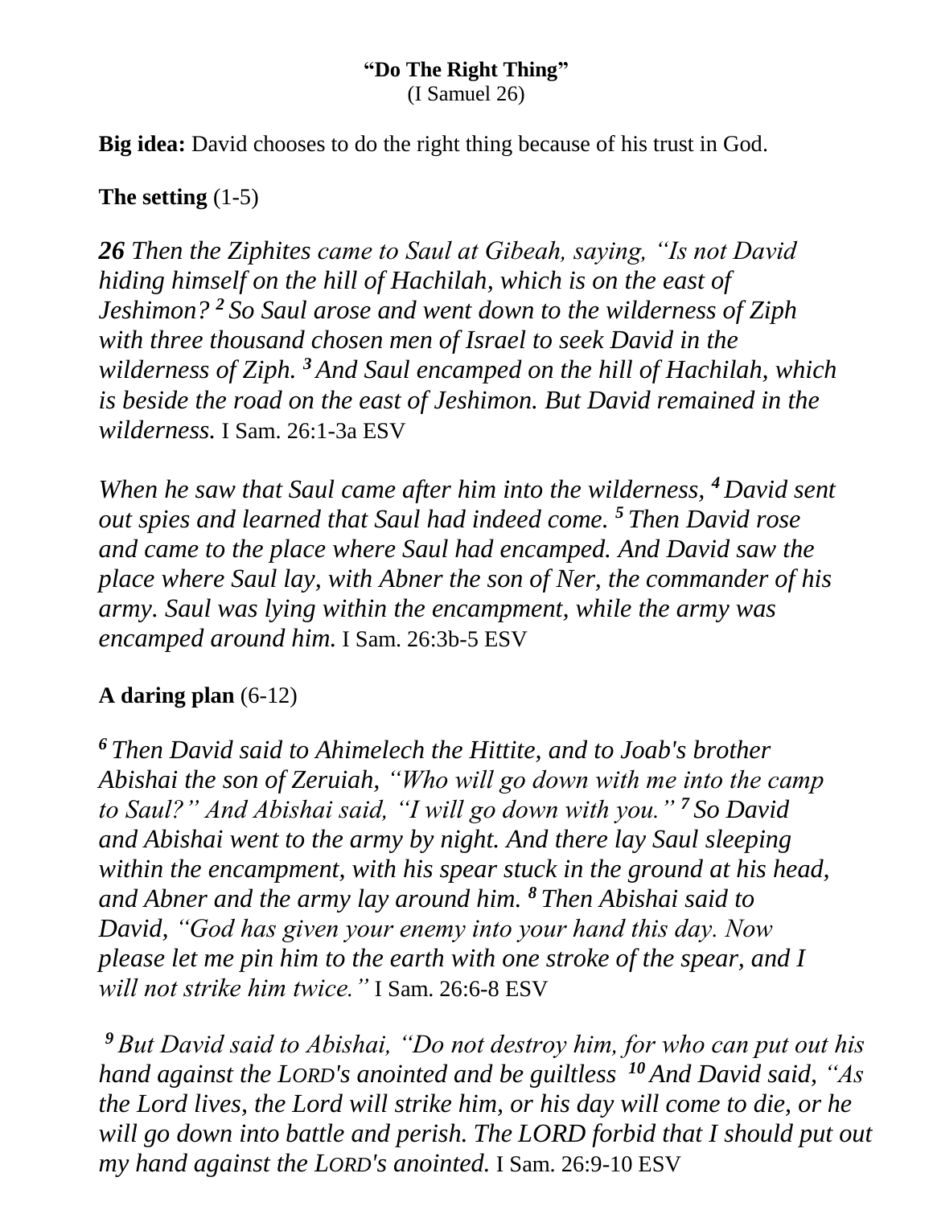**"Do The Right Thing"**
(I Samuel 26)

**Big idea:** David chooses to do the right thing because of his trust in God.

**The setting** (1-5)

***26** Then the Ziphites came to Saul at Gibeah, saying, "Is not David hiding himself on the hill of Hachilah, which is on the east of Jeshimon? [2] So Saul arose and went down to the wilderness of Ziph with three thousand chosen men of Israel to seek David in the wilderness of Ziph. [3] And Saul encamped on the hill of Hachilah, which is beside the road on the east of Jeshimon. But David remained in the wilderness.* I Sam. 26:1-3a ESV

*When he saw that Saul came after him into the wilderness, [4] David sent out spies and learned that Saul had indeed come. [5] Then David rose and came to the place where Saul had encamped. And David saw the place where Saul lay, with Abner the son of Ner, the commander of his army. Saul was lying within the encampment, while the army was encamped around him.* I Sam. 26:3b-5 ESV

**A daring plan** (6-12)

*[6] Then David said to Ahimelech the Hittite, and to Joab's brother Abishai the son of Zeruiah, "Who will go down with me into the camp to Saul?" And Abishai said, "I will go down with you." [7] So David and Abishai went to the army by night. And there lay Saul sleeping within the encampment, with his spear stuck in the ground at his head, and Abner and the army lay around him. [8] Then Abishai said to David, "God has given your enemy into your hand this day. Now please let me pin him to the earth with one stroke of the spear, and I will not strike him twice."* I Sam. 26:6-8 ESV

*[9] But David said to Abishai, "Do not destroy him, for who can put out his hand against the LORD's anointed and be guiltless [10] And David said, "As the Lord lives, the Lord will strike him, or his day will come to die, or he will go down into battle and perish. The LORD forbid that I should put out my hand against the LORD's anointed.* I Sam. 26:9-10 ESV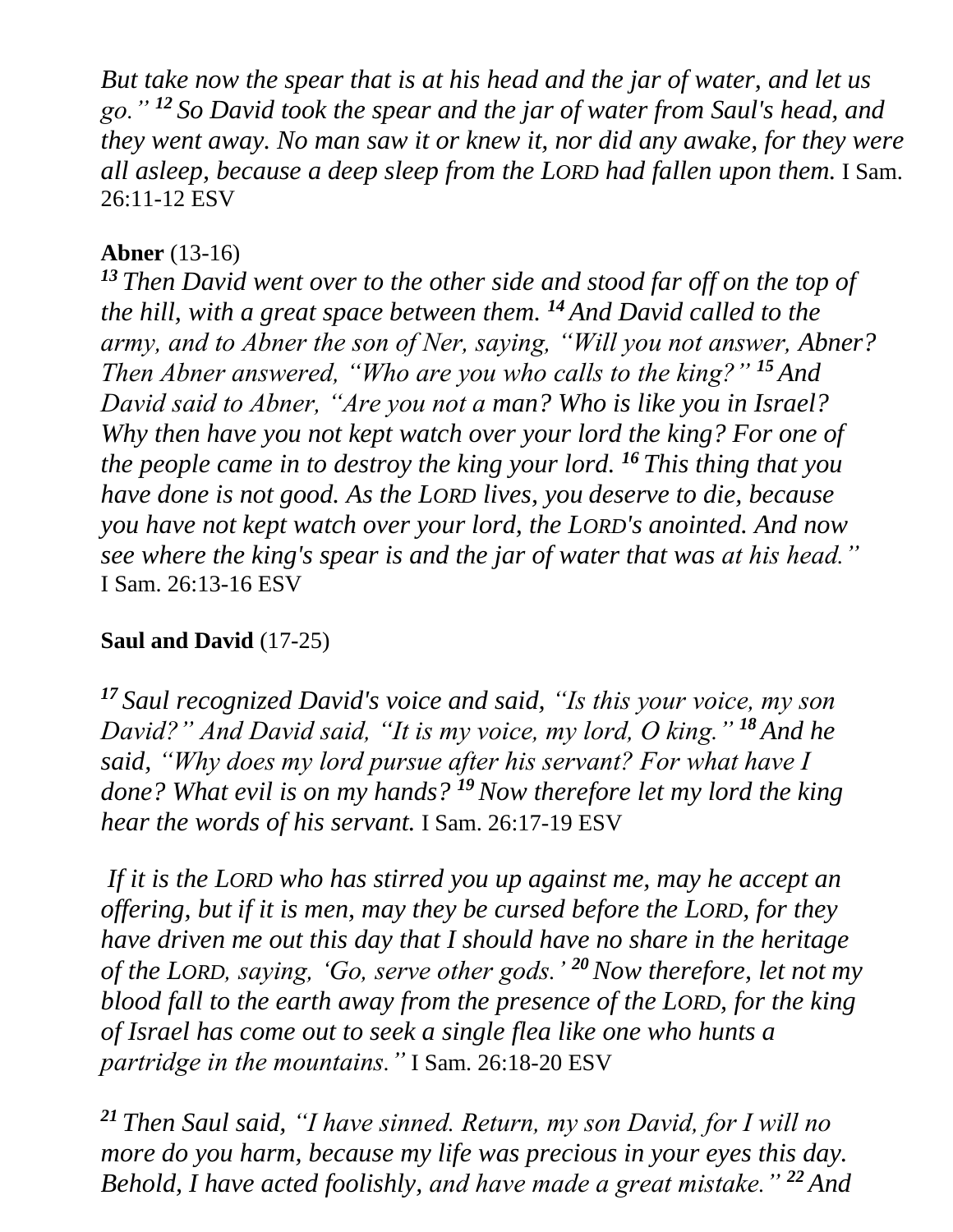*But take now the spear that is at his head and the jar of water, and let us go." [12] So David took the spear and the jar of water from Saul's head, and they went away. No man saw it or knew it, nor did any awake, for they were all asleep, because a deep sleep from the LORD had fallen upon them.* I Sam. 26:11-12 ESV

**Abner** (13-16)

*[13] Then David went over to the other side and stood far off on the top of the hill, with a great space between them. [14] And David called to the army, and to Abner the son of Ner, saying, "Will you not answer, Abner? Then Abner answered, "Who are you who calls to the king?" [15] And David said to Abner, "Are you not a man? Who is like you in Israel? Why then have you not kept watch over your lord the king? For one of the people came in to destroy the king your lord. [16] This thing that you have done is not good. As the LORD lives, you deserve to die, because you have not kept watch over your lord, the LORD's anointed. And now see where the king's spear is and the jar of water that was at his head."* I Sam. 26:13-16 ESV

**Saul and David** (17-25)

*[17] Saul recognized David's voice and said, "Is this your voice, my son David?" And David said, "It is my voice, my lord, O king." [18] And he said, "Why does my lord pursue after his servant? For what have I done? What evil is on my hands? [19] Now therefore let my lord the king hear the words of his servant.* I Sam. 26:17-19 ESV

*If it is the LORD who has stirred you up against me, may he accept an offering, but if it is men, may they be cursed before the LORD, for they have driven me out this day that I should have no share in the heritage of the LORD, saying, 'Go, serve other gods.' [20] Now therefore, let not my blood fall to the earth away from the presence of the LORD, for the king of Israel has come out to seek a single flea like one who hunts a partridge in the mountains."* I Sam. 26:18-20 ESV

*[21] Then Saul said, "I have sinned. Return, my son David, for I will no more do you harm, because my life was precious in your eyes this day. Behold, I have acted foolishly, and have made a great mistake." [22] And*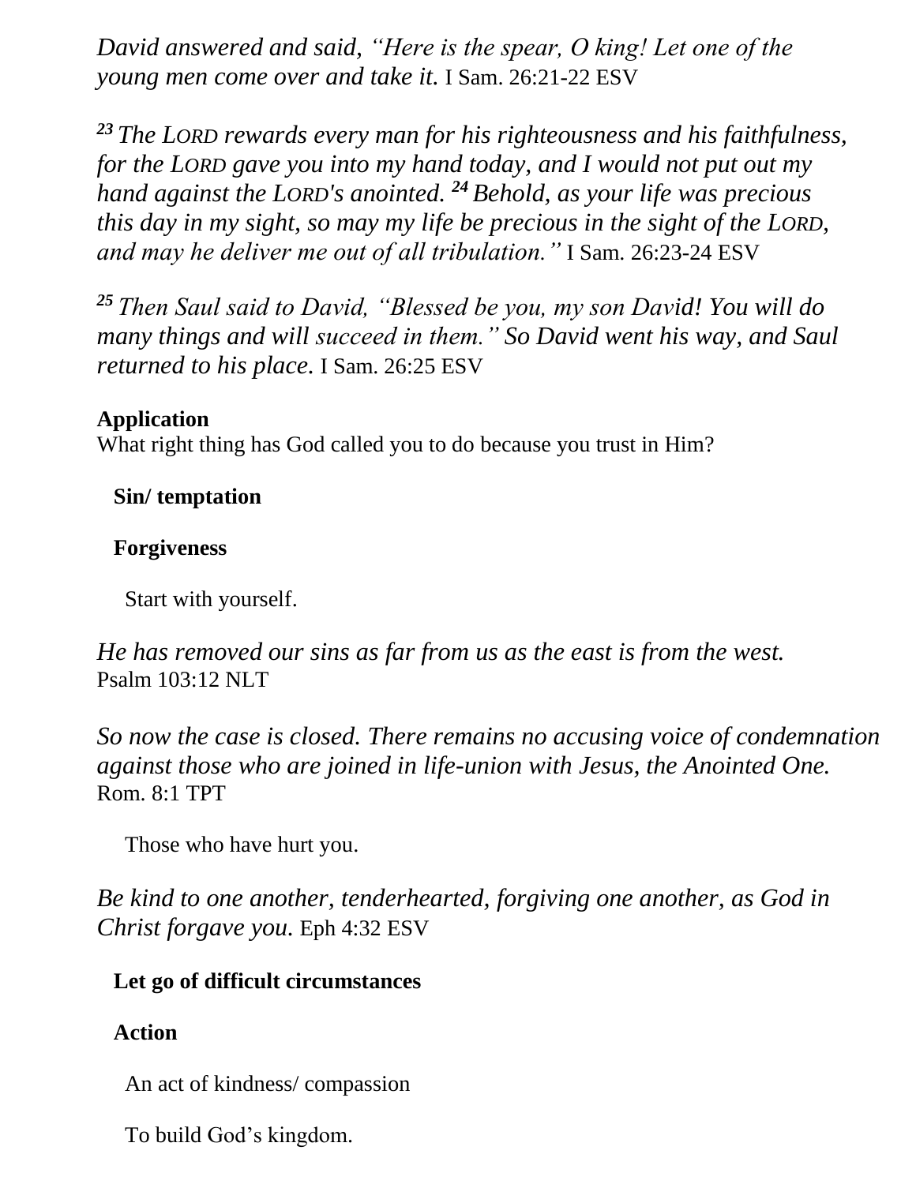*David answered and said, "Here is the spear, O king! Let one of the young men come over and take it.* I Sam. 26:21-22 ESV

*[23] The LORD rewards every man for his righteousness and his faithfulness, for the LORD gave you into my hand today, and I would not put out my hand against the LORD's anointed. [24] Behold, as your life was precious this day in my sight, so may my life be precious in the sight of the LORD, and may he deliver me out of all tribulation."* I Sam. 26:23-24 ESV

*[25] Then Saul said to David, "Blessed be you, my son David! You will do many things and will succeed in them." So David went his way, and Saul returned to his place.* I Sam. 26:25 ESV

**Application**

What right thing has God called you to do because you trust in Him?

**Sin/ temptation**

**Forgiveness**

Start with yourself.

*He has removed our sins as far from us as the east is from the west.* Psalm 103:12 NLT

*So now the case is closed. There remains no accusing voice of condemnation against those who are joined in life-union with Jesus, the Anointed One.* Rom. 8:1 TPT

Those who have hurt you.

*Be kind to one another, tenderhearted, forgiving one another, as God in Christ forgave you.* Eph 4:32 ESV

**Let go of difficult circumstances**

**Action**

An act of kindness/ compassion

To build God's kingdom.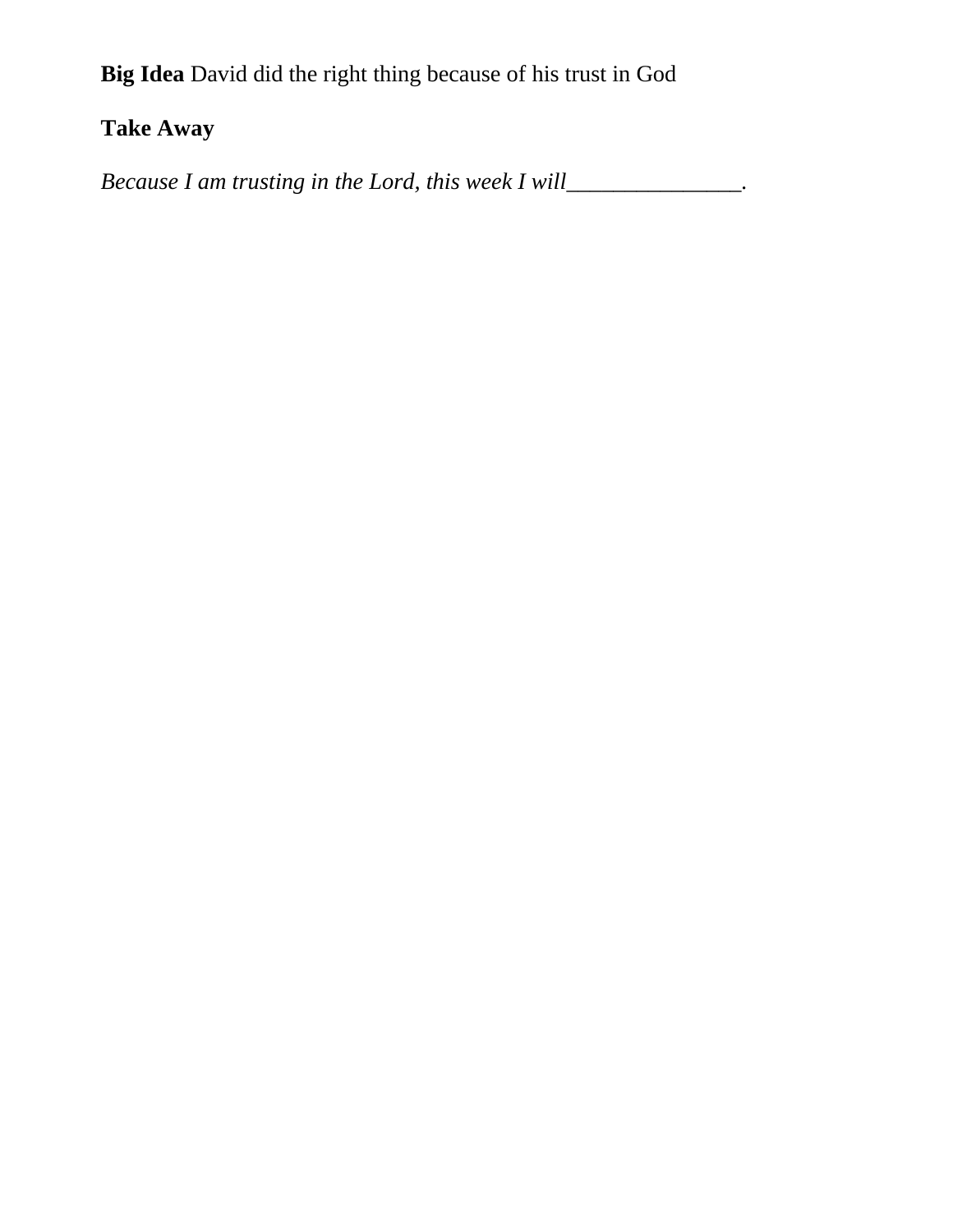**Big Idea** David did the right thing because of his trust in God

**Take Away**

*Because I am trusting in the Lord, this week I will_______________.*